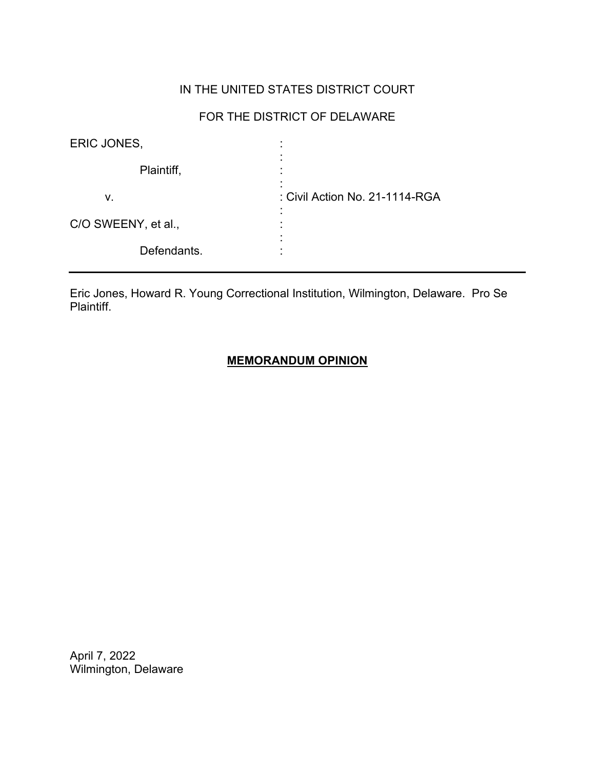IN THE UNITED STATES DISTRICT COURT

FOR THE DISTRICT OF DELAWARE

| | | |
|---|---|---|
| ERIC JONES, | : | |
| Plaintiff, | : | |
| v. | : | Civil Action No. 21-1114-RGA |
| C/O SWEENY, et al., | : | |
| Defendants. | : | |

---

Eric Jones, Howard R. Young Correctional Institution, Wilmington, Delaware. Pro Se Plaintiff.

**MEMORANDUM OPINION**

April 7, 2022
Wilmington, Delaware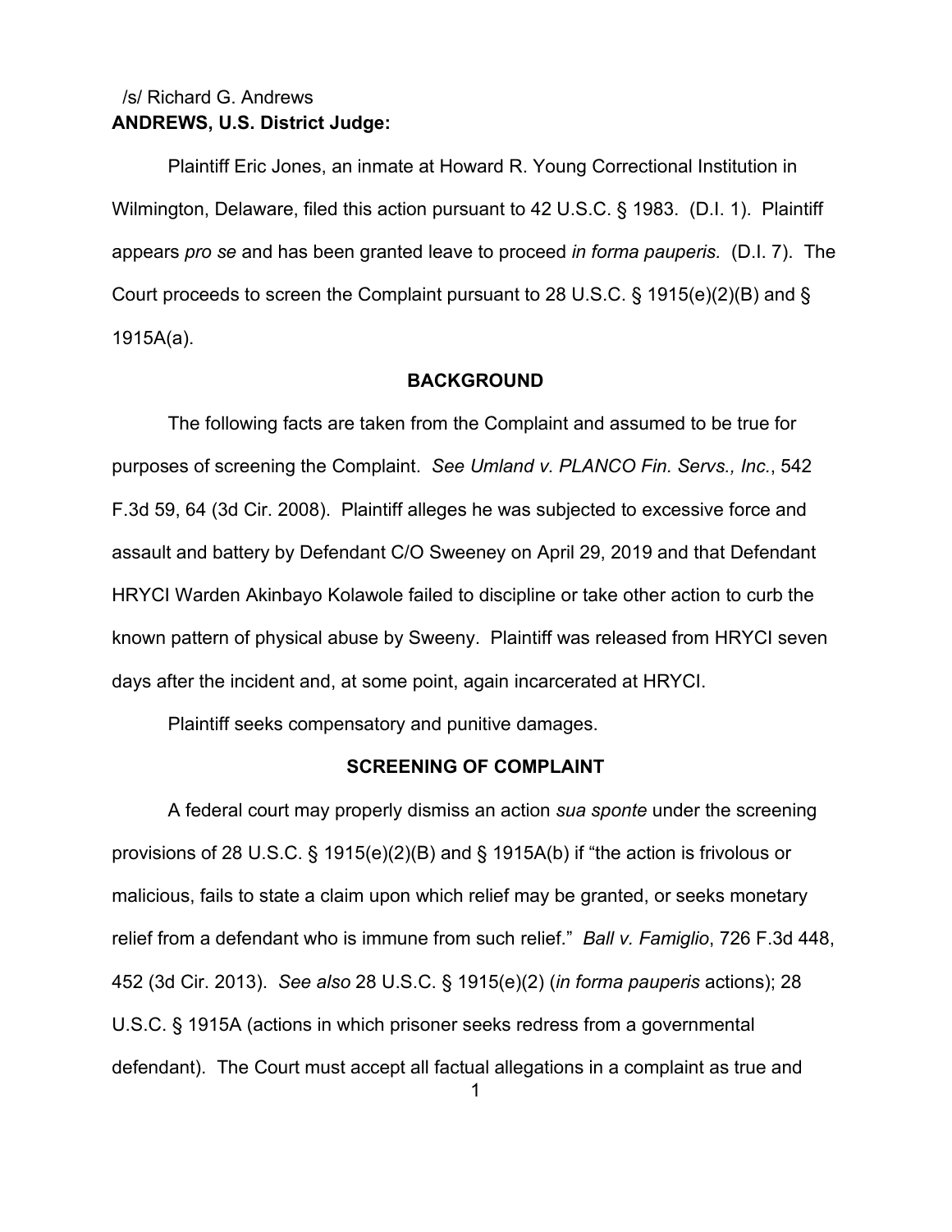/s/ Richard G. Andrews
**ANDREWS, U.S. District Judge:**

Plaintiff Eric Jones, an inmate at Howard R. Young Correctional Institution in Wilmington, Delaware, filed this action pursuant to 42 U.S.C. § 1983. (D.I. 1). Plaintiff appears *pro se* and has been granted leave to proceed *in forma pauperis.* (D.I. 7). The Court proceeds to screen the Complaint pursuant to 28 U.S.C. § 1915(e)(2)(B) and § 1915A(a).

## BACKGROUND

The following facts are taken from the Complaint and assumed to be true for purposes of screening the Complaint. *See Umland v. PLANCO Fin. Servs., Inc.*, 542 F.3d 59, 64 (3d Cir. 2008). Plaintiff alleges he was subjected to excessive force and assault and battery by Defendant C/O Sweeney on April 29, 2019 and that Defendant HRYCI Warden Akinbayo Kolawole failed to discipline or take other action to curb the known pattern of physical abuse by Sweeny. Plaintiff was released from HRYCI seven days after the incident and, at some point, again incarcerated at HRYCI.

Plaintiff seeks compensatory and punitive damages.

## SCREENING OF COMPLAINT

A federal court may properly dismiss an action *sua sponte* under the screening provisions of 28 U.S.C. § 1915(e)(2)(B) and § 1915A(b) if "the action is frivolous or malicious, fails to state a claim upon which relief may be granted, or seeks monetary relief from a defendant who is immune from such relief." *Ball v. Famiglio*, 726 F.3d 448, 452 (3d Cir. 2013). *See also* 28 U.S.C. § 1915(e)(2) (*in forma pauperis* actions); 28 U.S.C. § 1915A (actions in which prisoner seeks redress from a governmental defendant). The Court must accept all factual allegations in a complaint as true and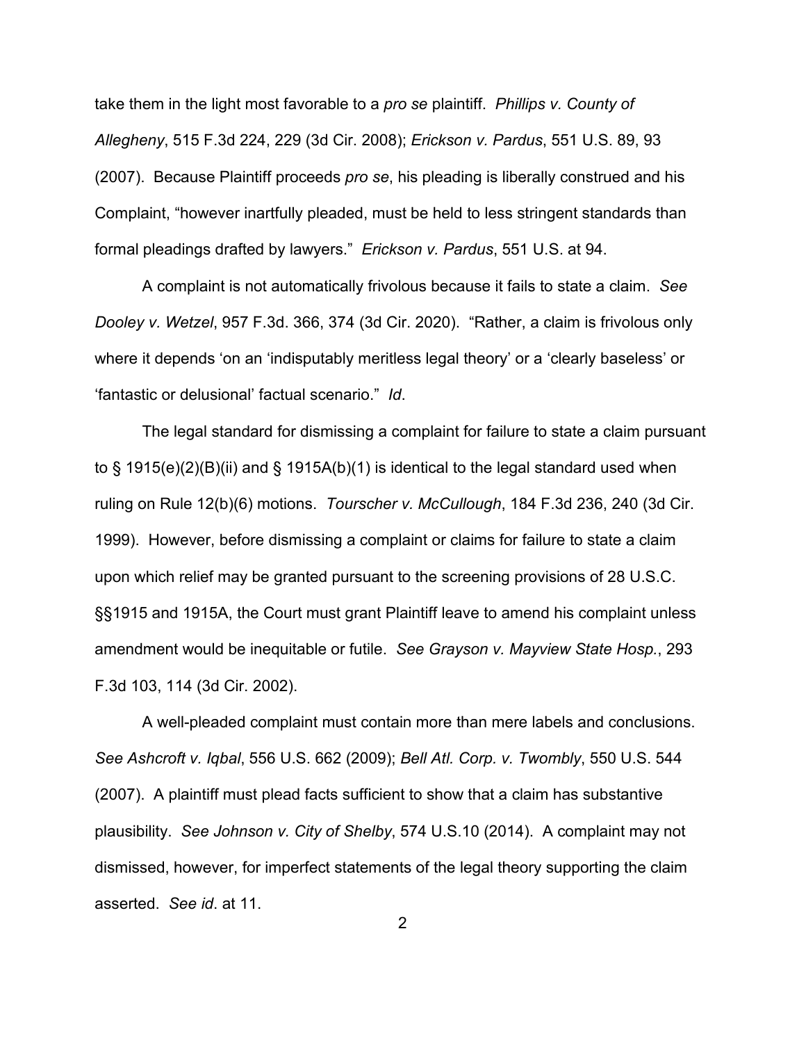take them in the light most favorable to a *pro se* plaintiff. *Phillips v. County of Allegheny*, 515 F.3d 224, 229 (3d Cir. 2008); *Erickson v. Pardus*, 551 U.S. 89, 93 (2007). Because Plaintiff proceeds *pro se*, his pleading is liberally construed and his Complaint, "however inartfully pleaded, must be held to less stringent standards than formal pleadings drafted by lawyers." *Erickson v. Pardus*, 551 U.S. at 94.

A complaint is not automatically frivolous because it fails to state a claim. *See Dooley v. Wetzel*, 957 F.3d. 366, 374 (3d Cir. 2020). "Rather, a claim is frivolous only where it depends 'on an 'indisputably meritless legal theory' or a 'clearly baseless' or 'fantastic or delusional' factual scenario." *Id*.

The legal standard for dismissing a complaint for failure to state a claim pursuant to § 1915(e)(2)(B)(ii) and § 1915A(b)(1) is identical to the legal standard used when ruling on Rule 12(b)(6) motions. *Tourscher v. McCullough*, 184 F.3d 236, 240 (3d Cir. 1999). However, before dismissing a complaint or claims for failure to state a claim upon which relief may be granted pursuant to the screening provisions of 28 U.S.C. §§1915 and 1915A, the Court must grant Plaintiff leave to amend his complaint unless amendment would be inequitable or futile. *See Grayson v. Mayview State Hosp.*, 293 F.3d 103, 114 (3d Cir. 2002).

A well-pleaded complaint must contain more than mere labels and conclusions. *See Ashcroft v. Iqbal*, 556 U.S. 662 (2009); *Bell Atl. Corp. v. Twombly*, 550 U.S. 544 (2007). A plaintiff must plead facts sufficient to show that a claim has substantive plausibility. *See Johnson v. City of Shelby*, 574 U.S.10 (2014). A complaint may not dismissed, however, for imperfect statements of the legal theory supporting the claim asserted. *See id*. at 11.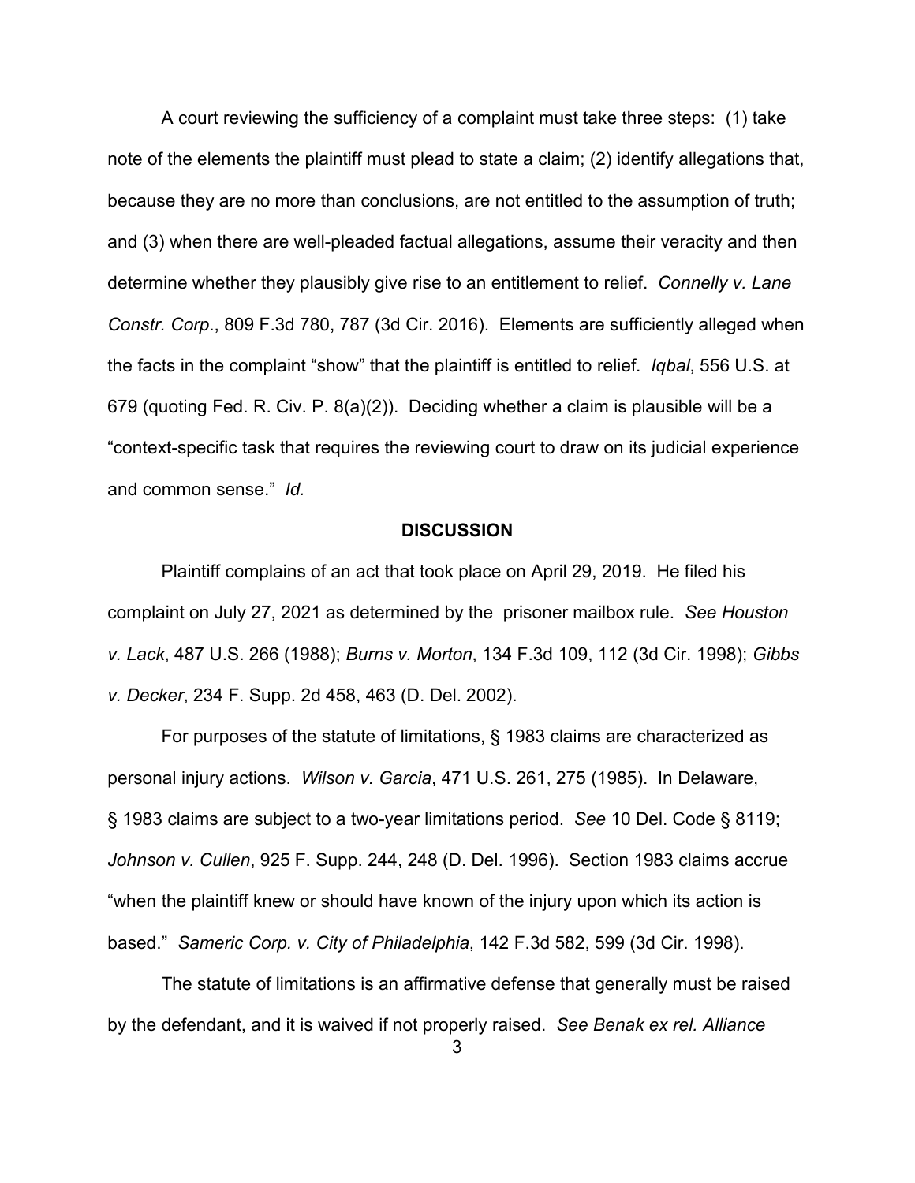A court reviewing the sufficiency of a complaint must take three steps: (1) take note of the elements the plaintiff must plead to state a claim; (2) identify allegations that, because they are no more than conclusions, are not entitled to the assumption of truth; and (3) when there are well-pleaded factual allegations, assume their veracity and then determine whether they plausibly give rise to an entitlement to relief. *Connelly v. Lane Constr. Corp*., 809 F.3d 780, 787 (3d Cir. 2016). Elements are sufficiently alleged when the facts in the complaint "show" that the plaintiff is entitled to relief. *Iqbal*, 556 U.S. at 679 (quoting Fed. R. Civ. P. 8(a)(2)). Deciding whether a claim is plausible will be a "context-specific task that requires the reviewing court to draw on its judicial experience and common sense." *Id.*

## DISCUSSION

Plaintiff complains of an act that took place on April 29, 2019. He filed his complaint on July 27, 2021 as determined by the prisoner mailbox rule. *See Houston v. Lack*, 487 U.S. 266 (1988); *Burns v. Morton*, 134 F.3d 109, 112 (3d Cir. 1998); *Gibbs v. Decker*, 234 F. Supp. 2d 458, 463 (D. Del. 2002).

For purposes of the statute of limitations, § 1983 claims are characterized as personal injury actions. *Wilson v. Garcia*, 471 U.S. 261, 275 (1985). In Delaware, § 1983 claims are subject to a two-year limitations period. *See* 10 Del. Code § 8119; *Johnson v. Cullen*, 925 F. Supp. 244, 248 (D. Del. 1996). Section 1983 claims accrue "when the plaintiff knew or should have known of the injury upon which its action is based." *Sameric Corp. v. City of Philadelphia*, 142 F.3d 582, 599 (3d Cir. 1998).

The statute of limitations is an affirmative defense that generally must be raised by the defendant, and it is waived if not properly raised. *See Benak ex rel. Alliance*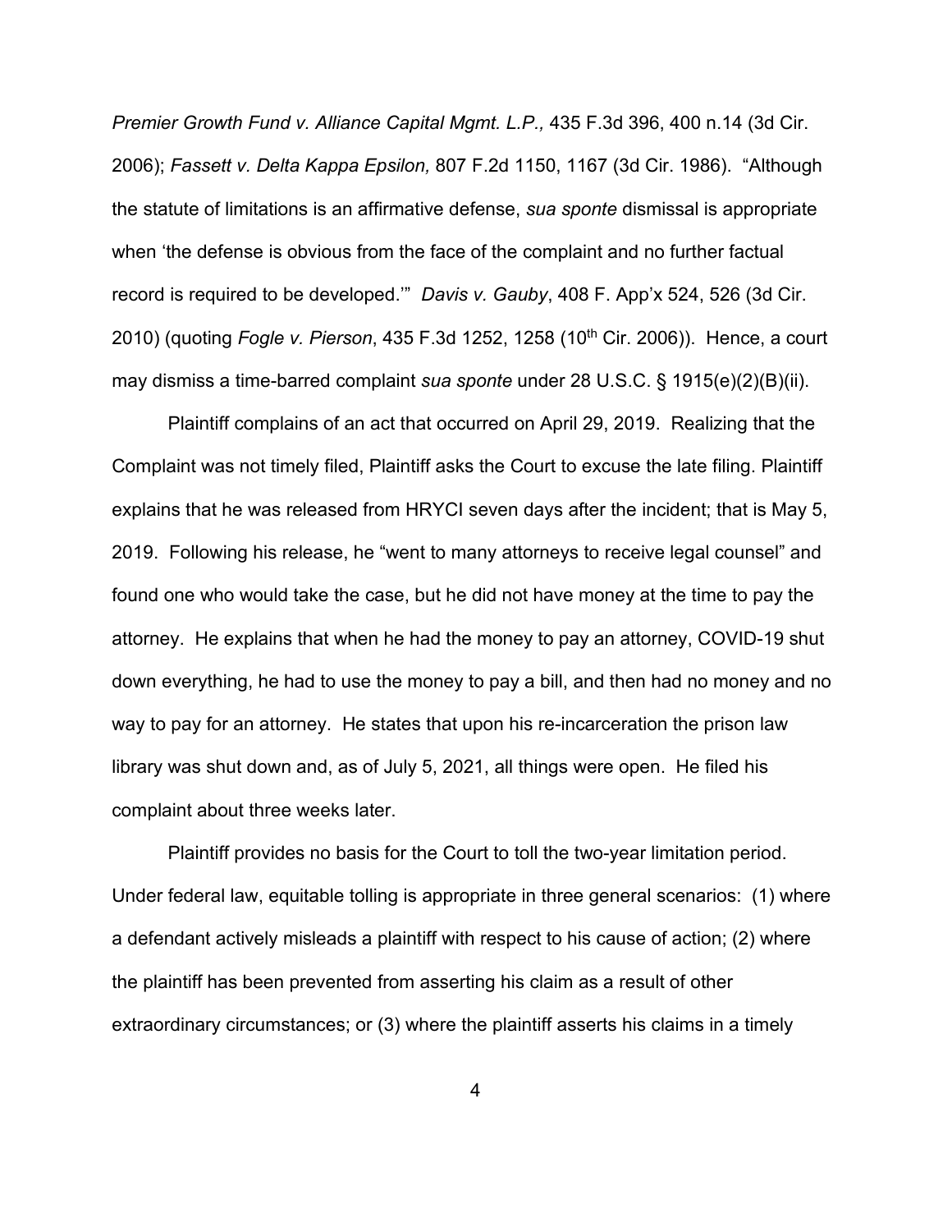*Premier Growth Fund v. Alliance Capital Mgmt. L.P.,* 435 F.3d 396, 400 n.14 (3d Cir. 2006); *Fassett v. Delta Kappa Epsilon,* 807 F.2d 1150, 1167 (3d Cir. 1986). "Although the statute of limitations is an affirmative defense, *sua sponte* dismissal is appropriate when 'the defense is obvious from the face of the complaint and no further factual record is required to be developed.'" *Davis v. Gauby*, 408 F. App'x 524, 526 (3d Cir. 2010) (quoting *Fogle v. Pierson*, 435 F.3d 1252, 1258 (10th Cir. 2006)). Hence, a court may dismiss a time-barred complaint *sua sponte* under 28 U.S.C. § 1915(e)(2)(B)(ii).

Plaintiff complains of an act that occurred on April 29, 2019. Realizing that the Complaint was not timely filed, Plaintiff asks the Court to excuse the late filing. Plaintiff explains that he was released from HRYCI seven days after the incident; that is May 5, 2019. Following his release, he "went to many attorneys to receive legal counsel" and found one who would take the case, but he did not have money at the time to pay the attorney. He explains that when he had the money to pay an attorney, COVID-19 shut down everything, he had to use the money to pay a bill, and then had no money and no way to pay for an attorney. He states that upon his re-incarceration the prison law library was shut down and, as of July 5, 2021, all things were open. He filed his complaint about three weeks later.

Plaintiff provides no basis for the Court to toll the two-year limitation period. Under federal law, equitable tolling is appropriate in three general scenarios: (1) where a defendant actively misleads a plaintiff with respect to his cause of action; (2) where the plaintiff has been prevented from asserting his claim as a result of other extraordinary circumstances; or (3) where the plaintiff asserts his claims in a timely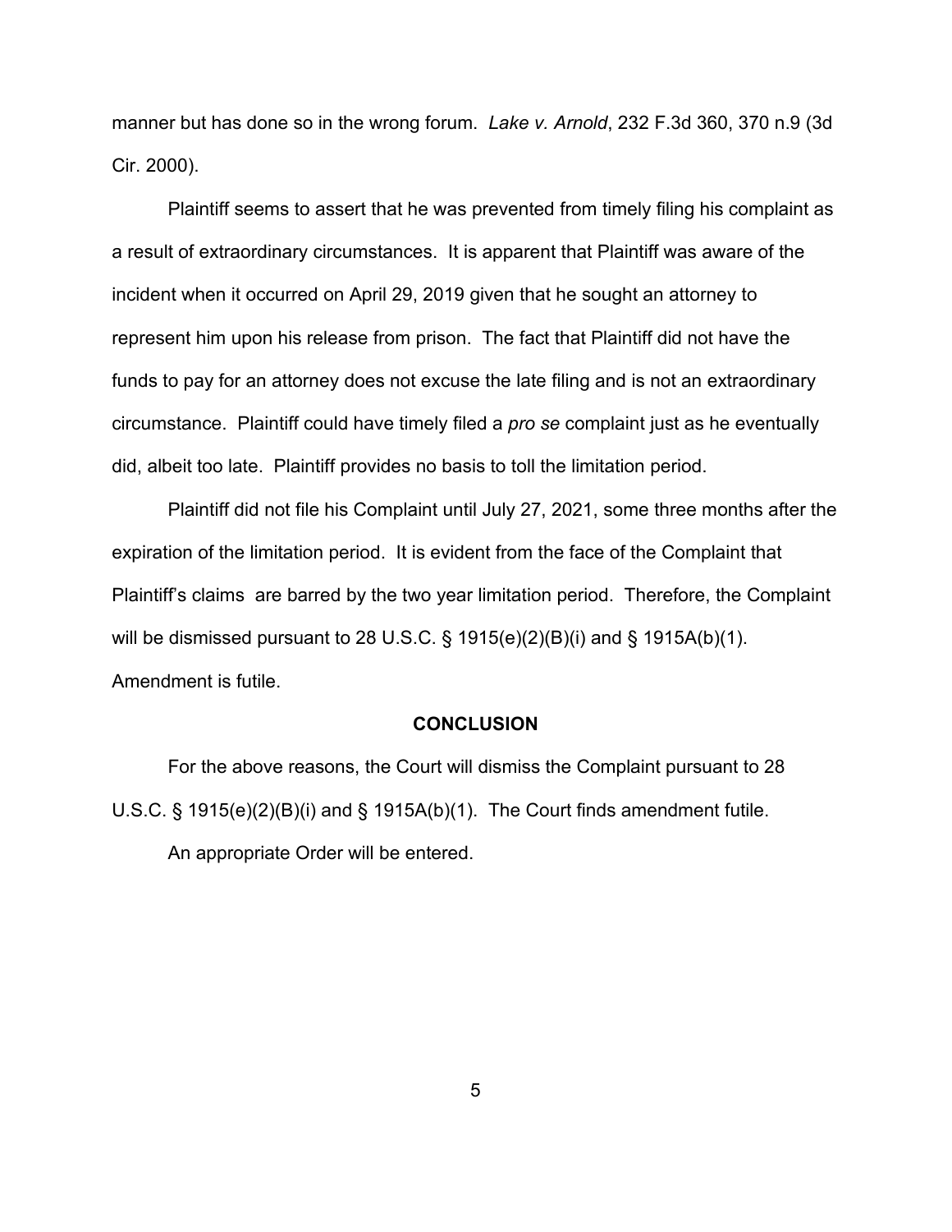manner but has done so in the wrong forum. *Lake v. Arnold*, 232 F.3d 360, 370 n.9 (3d Cir. 2000).

Plaintiff seems to assert that he was prevented from timely filing his complaint as a result of extraordinary circumstances. It is apparent that Plaintiff was aware of the incident when it occurred on April 29, 2019 given that he sought an attorney to represent him upon his release from prison. The fact that Plaintiff did not have the funds to pay for an attorney does not excuse the late filing and is not an extraordinary circumstance. Plaintiff could have timely filed a *pro se* complaint just as he eventually did, albeit too late. Plaintiff provides no basis to toll the limitation period.

Plaintiff did not file his Complaint until July 27, 2021, some three months after the expiration of the limitation period. It is evident from the face of the Complaint that Plaintiff's claims are barred by the two year limitation period. Therefore, the Complaint will be dismissed pursuant to 28 U.S.C. § 1915(e)(2)(B)(i) and § 1915A(b)(1). Amendment is futile.

## CONCLUSION

For the above reasons, the Court will dismiss the Complaint pursuant to 28 U.S.C. § 1915(e)(2)(B)(i) and § 1915A(b)(1). The Court finds amendment futile.

An appropriate Order will be entered.